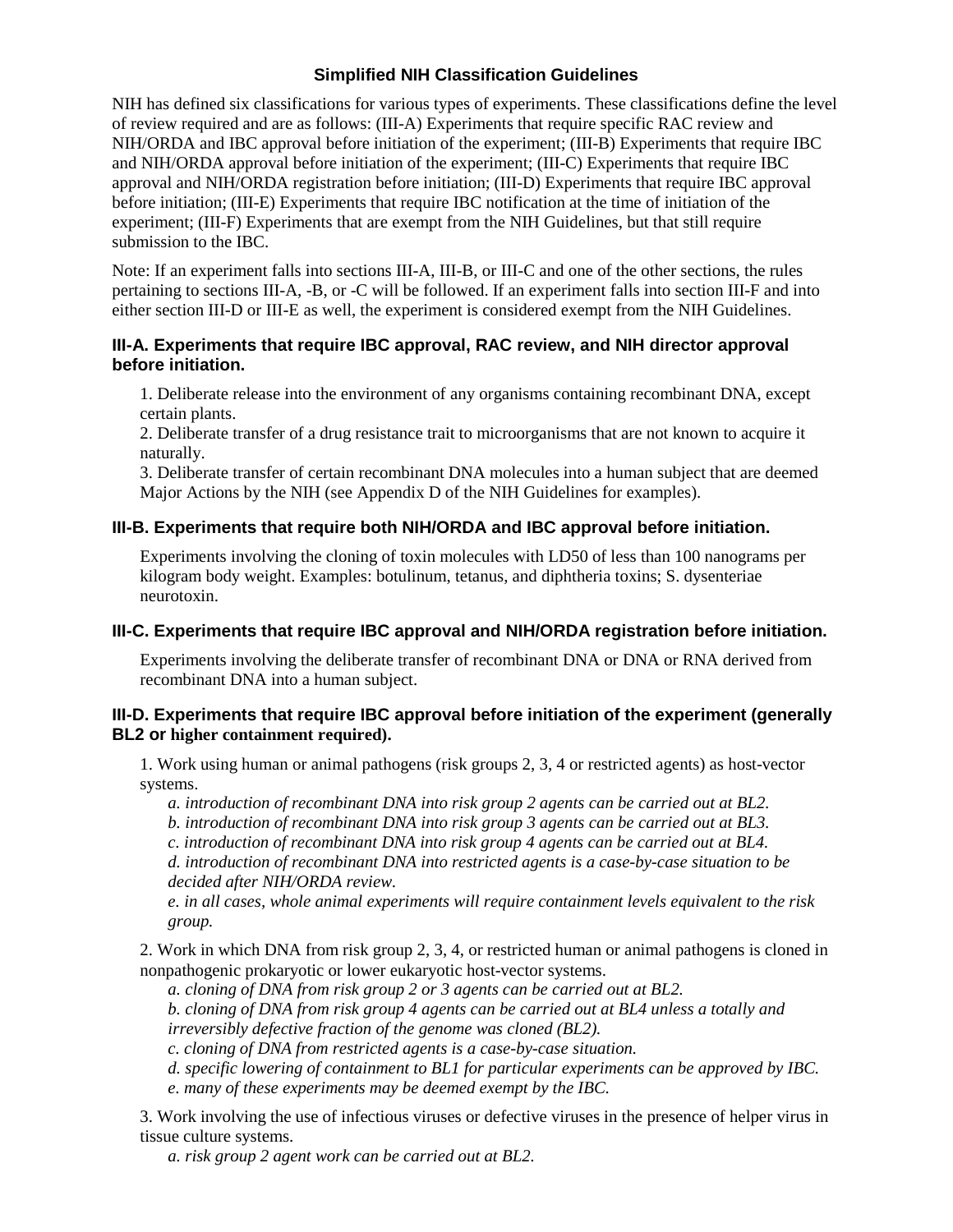## Simplified NIH Classification Guidelines

NIH has defined six classifications for various types of experiments. These classifications define the level of review required and are as follows: (III-A) Experiments that require specific RAC review and NIH/ORDA and IBC approval before initiation of the experiment; (III-B) Experiments that require IBC and NIH/ORDA approval before initiation of the experiment; (III-C) Experiments that require IBC approval and NIH/ORDA registration before initiation; (III-D) Experiments that require IBC approval before initiation; (III-E) Experiments that require IBC notification at the time of initiation of the experiment; (III-F) Experiments that are exempt from the NIH Guidelines, but that still require submission to the IBC.

Note: If an experiment falls into sections III-A, III-B, or III-C and one of the other sections, the rules pertaining to sections III-A, -B, or -C will be followed. If an experiment falls into section III-F and into either section III-D or III-E as well, the experiment is considered exempt from the NIH Guidelines.

### III-A. Experiments that require IBC approval, RAC review, and NIH director approval before initiation.

1. Deliberate release into the environment of any organisms containing recombinant DNA, except certain plants.
2. Deliberate transfer of a drug resistance trait to microorganisms that are not known to acquire it naturally.
3. Deliberate transfer of certain recombinant DNA molecules into a human subject that are deemed Major Actions by the NIH (see Appendix D of the NIH Guidelines for examples).

### III-B. Experiments that require both NIH/ORDA and IBC approval before initiation.

Experiments involving the cloning of toxin molecules with LD50 of less than 100 nanograms per kilogram body weight. Examples: botulinum, tetanus, and diphtheria toxins; S. dysenteriae neurotoxin.

### III-C. Experiments that require IBC approval and NIH/ORDA registration before initiation.

Experiments involving the deliberate transfer of recombinant DNA or DNA or RNA derived from recombinant DNA into a human subject.

### III-D. Experiments that require IBC approval before initiation of the experiment (generally BL2 or higher containment required).

1. Work using human or animal pathogens (risk groups 2, 3, 4 or restricted agents) as host-vector systems.
   - *a. introduction of recombinant DNA into risk group 2 agents can be carried out at BL2.*
   - *b. introduction of recombinant DNA into risk group 3 agents can be carried out at BL3.*
   - *c. introduction of recombinant DNA into risk group 4 agents can be carried out at BL4.*
   - *d. introduction of recombinant DNA into restricted agents is a case-by-case situation to be decided after NIH/ORDA review.*
   - *e. in all cases, whole animal experiments will require containment levels equivalent to the risk group.*

2. Work in which DNA from risk group 2, 3, 4, or restricted human or animal pathogens is cloned in nonpathogenic prokaryotic or lower eukaryotic host-vector systems.
   - *a. cloning of DNA from risk group 2 or 3 agents can be carried out at BL2.*
   - *b. cloning of DNA from risk group 4 agents can be carried out at BL4 unless a totally and irreversibly defective fraction of the genome was cloned (BL2).*
   - *c. cloning of DNA from restricted agents is a case-by-case situation.*
   - *d. specific lowering of containment to BL1 for particular experiments can be approved by IBC.*
   - *e. many of these experiments may be deemed exempt by the IBC.*

3. Work involving the use of infectious viruses or defective viruses in the presence of helper virus in tissue culture systems.
   - *a. risk group 2 agent work can be carried out at BL2.*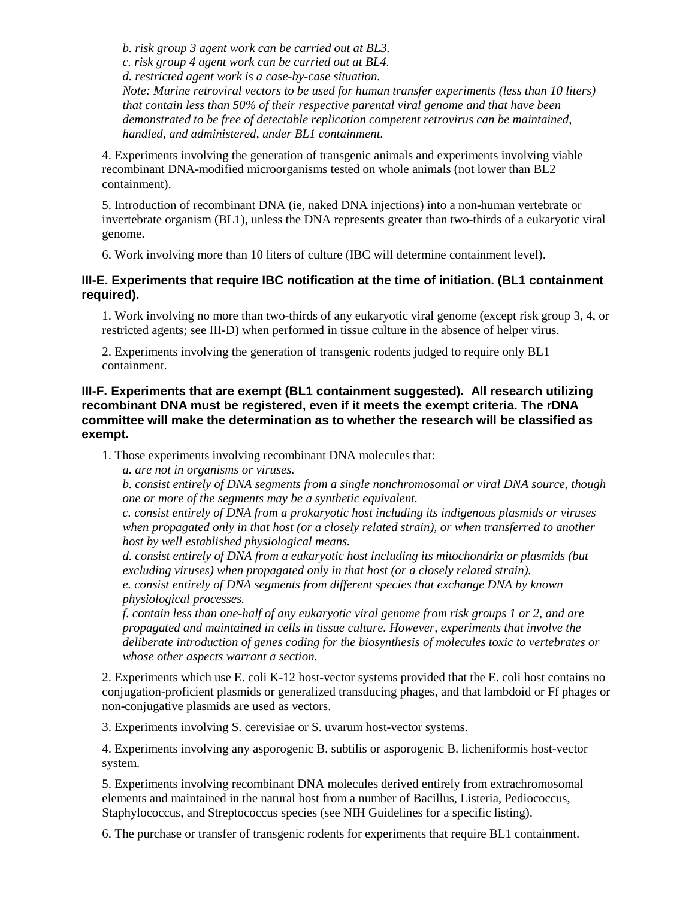*b. risk group 3 agent work can be carried out at BL3.*
*c. risk group 4 agent work can be carried out at BL4.*
*d. restricted agent work is a case-by-case situation.*
*Note: Murine retroviral vectors to be used for human transfer experiments (less than 10 liters) that contain less than 50% of their respective parental viral genome and that have been demonstrated to be free of detectable replication competent retrovirus can be maintained, handled, and administered, under BL1 containment.*

4. Experiments involving the generation of transgenic animals and experiments involving viable recombinant DNA-modified microorganisms tested on whole animals (not lower than BL2 containment).

5. Introduction of recombinant DNA (ie, naked DNA injections) into a non-human vertebrate or invertebrate organism (BL1), unless the DNA represents greater than two-thirds of a eukaryotic viral genome.

6. Work involving more than 10 liters of culture (IBC will determine containment level).

### III-E. Experiments that require IBC notification at the time of initiation. (BL1 containment required).

1. Work involving no more than two-thirds of any eukaryotic viral genome (except risk group 3, 4, or restricted agents; see III-D) when performed in tissue culture in the absence of helper virus.

2. Experiments involving the generation of transgenic rodents judged to require only BL1 containment.

### III-F. Experiments that are exempt (BL1 containment suggested). All research utilizing recombinant DNA must be registered, even if it meets the exempt criteria. The rDNA committee will make the determination as to whether the research will be classified as exempt.

1. Those experiments involving recombinant DNA molecules that:
   *a. are not in organisms or viruses.*
   *b. consist entirely of DNA segments from a single nonchromosomal or viral DNA source, though one or more of the segments may be a synthetic equivalent.*
   *c. consist entirely of DNA from a prokaryotic host including its indigenous plasmids or viruses when propagated only in that host (or a closely related strain), or when transferred to another host by well established physiological means.*
   *d. consist entirely of DNA from a eukaryotic host including its mitochondria or plasmids (but excluding viruses) when propagated only in that host (or a closely related strain).*
   *e. consist entirely of DNA segments from different species that exchange DNA by known physiological processes.*
   *f. contain less than one-half of any eukaryotic viral genome from risk groups 1 or 2, and are propagated and maintained in cells in tissue culture. However, experiments that involve the deliberate introduction of genes coding for the biosynthesis of molecules toxic to vertebrates or whose other aspects warrant a section.*

2. Experiments which use E. coli K-12 host-vector systems provided that the E. coli host contains no conjugation-proficient plasmids or generalized transducing phages, and that lambdoid or Ff phages or non-conjugative plasmids are used as vectors.

3. Experiments involving S. cerevisiae or S. uvarum host-vector systems.

4. Experiments involving any asporogenic B. subtilis or asporogenic B. licheniformis host-vector system.

5. Experiments involving recombinant DNA molecules derived entirely from extrachromosomal elements and maintained in the natural host from a number of Bacillus, Listeria, Pediococcus, Staphylococcus, and Streptococcus species (see NIH Guidelines for a specific listing).

6. The purchase or transfer of transgenic rodents for experiments that require BL1 containment.